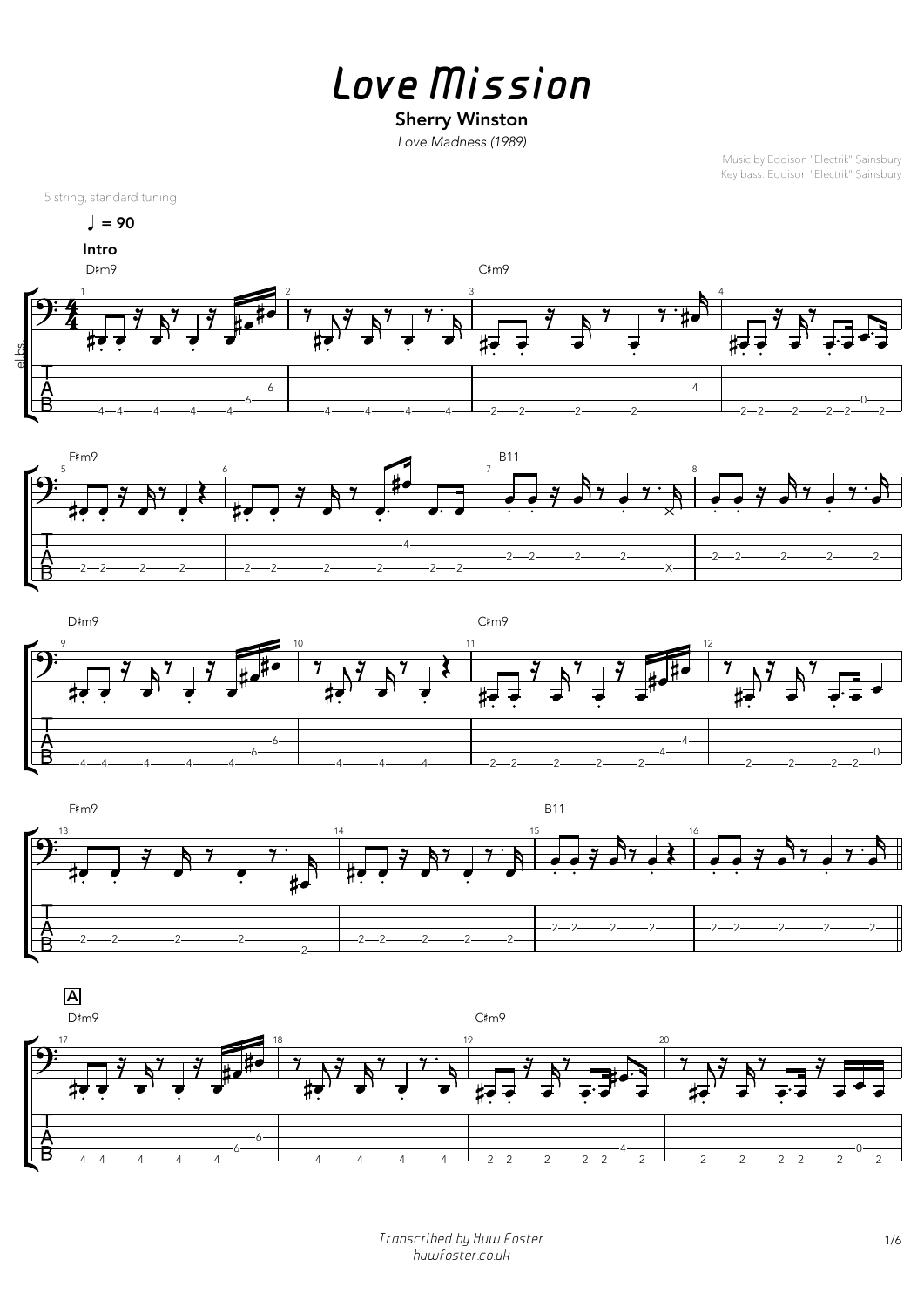# Love Mission

**Sherry Winston**

*Love Madness (1989)*

Music by Eddison "Electrik" Sainsbury
Key bass: Eddison "Electrik" Sainsbury

5 string, standard tuning

♩ = 90

**Intro**

D♯m9 — C♯m9 — F♯m9 — B11 — D♯m9 — C♯m9 — F♯m9 — B11

**A**

D♯m9 — C♯m9

*Transcribed by Huw Foster*
*huwfoster.co.uk*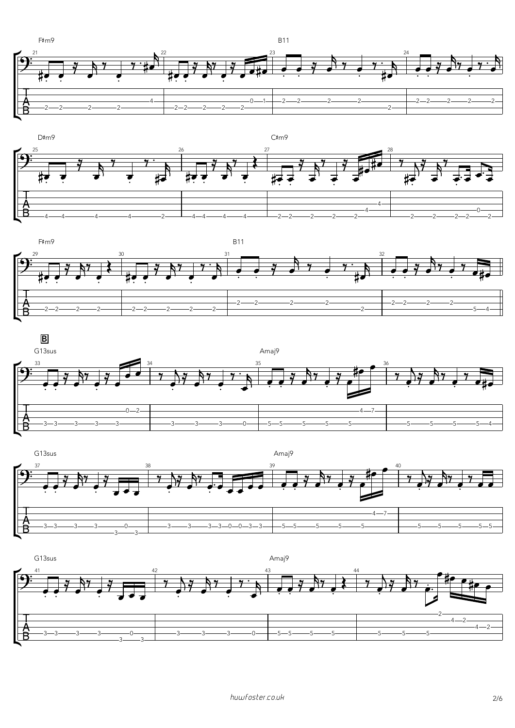F♯m9 B11

D♯m9 C♯m9

F♯m9 B11

## B

G13sus Amaj9

G13sus Amaj9

G13sus Amaj9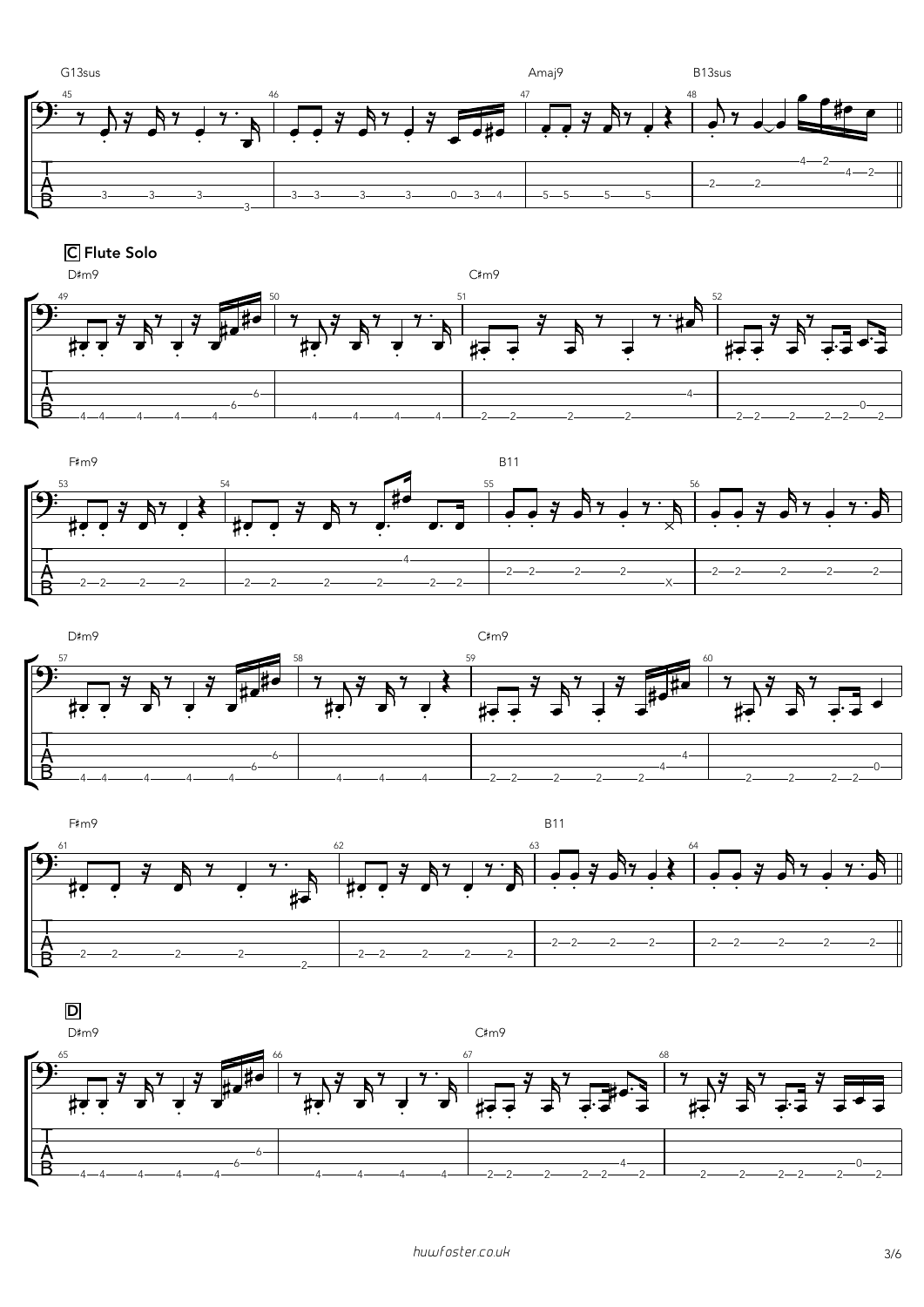G13sus | Amaj9 | B13sus

## C Flute Solo

D♯m9 | C♯m9

F♯m9 | B11

D♯m9 | C♯m9

F♯m9 | B11

## D

D♯m9 | C♯m9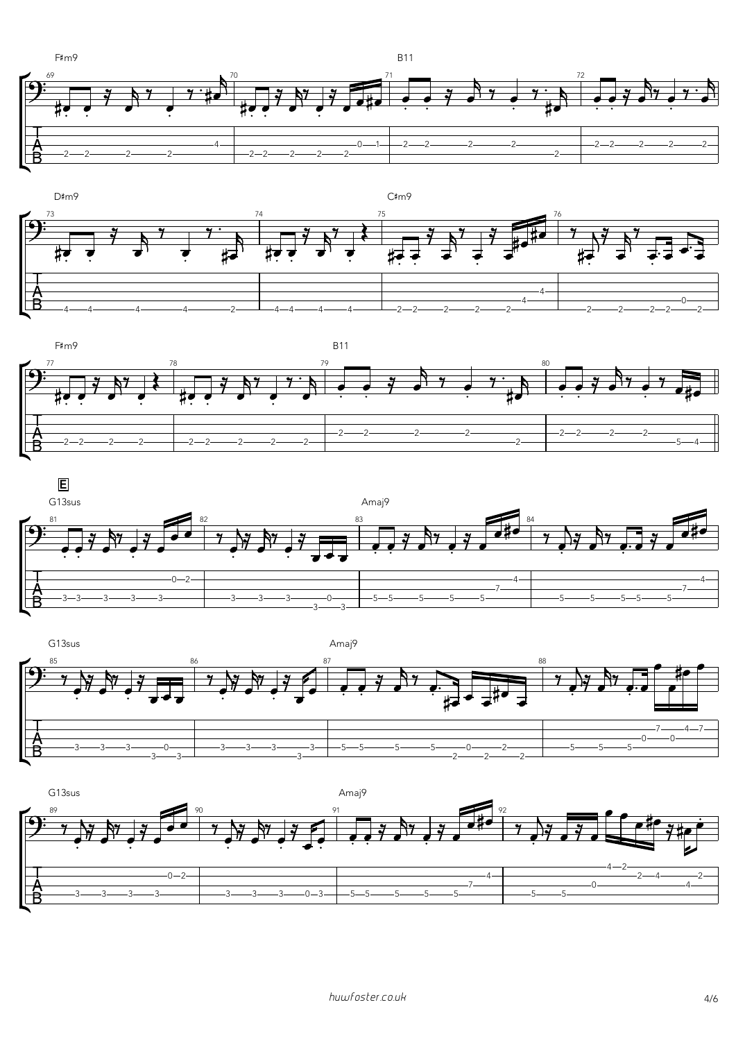F♯m9 B11

D♯m9 C♯m9

F♯m9 B11

**E**

G13sus Amaj9

G13sus Amaj9

G13sus Amaj9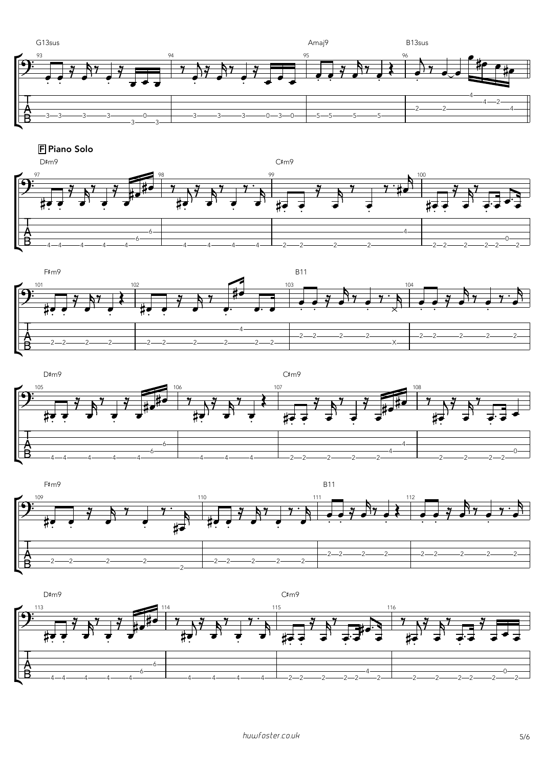G13sus Amaj9 B13sus

## F Piano Solo

D♯m9 C♯m9

F♯m9 B11

D♯m9 C♯m9

F♯m9 B11

D♯m9 C♯m9

*huwfoster.co.uk*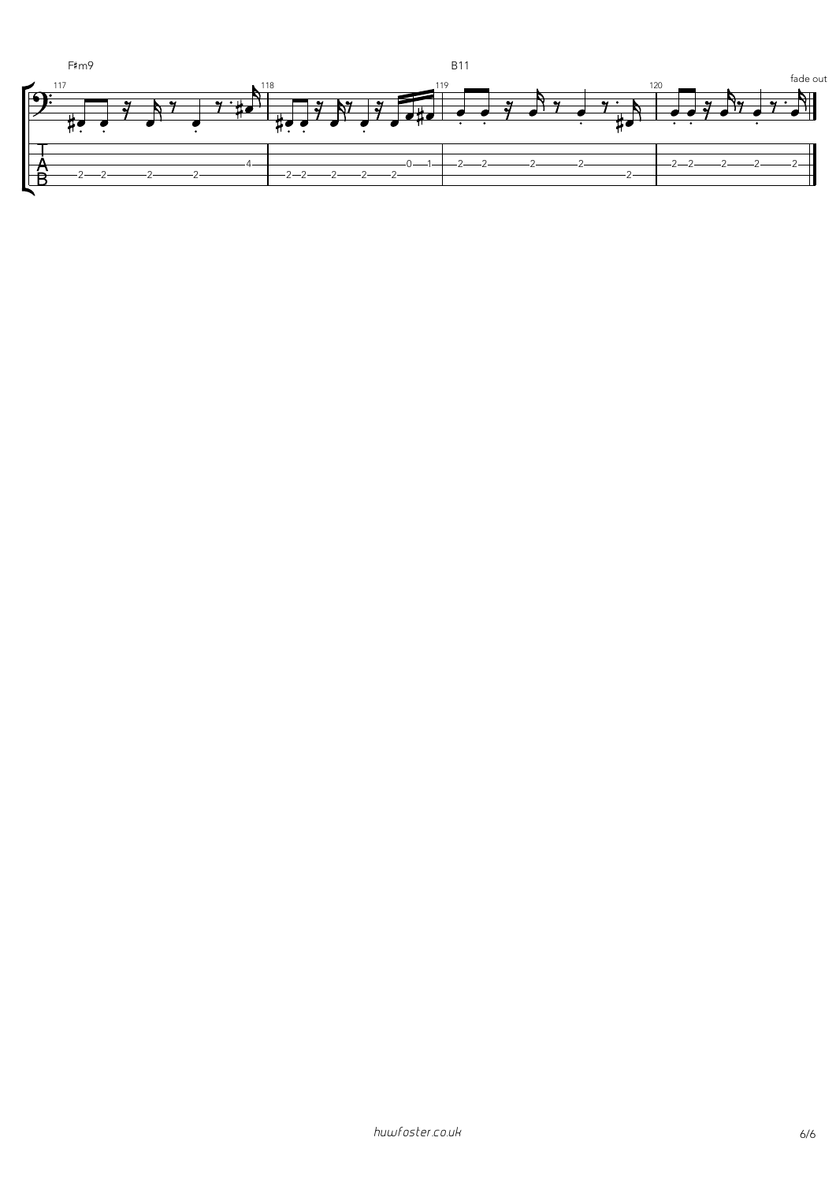F♯m9

B11

fade out